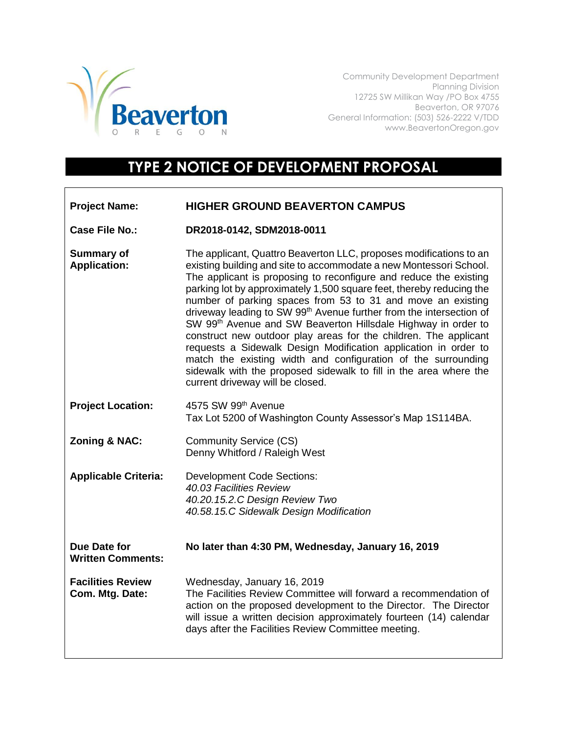Community Development Department
Planning Division
12725 SW Millikan Way /PO Box 4755
Beaverton, OR 97076
General Information: (503) 526-2222 V/TDD
www.BeavertonOregon.gov

# TYPE 2 NOTICE OF DEVELOPMENT PROPOSAL

**Project Name:** **HIGHER GROUND BEAVERTON CAMPUS**

**Case File No.:** **DR2018-0142, SDM2018-0011**

**Summary of Application:** The applicant, Quattro Beaverton LLC, proposes modifications to an existing building and site to accommodate a new Montessori School. The applicant is proposing to reconfigure and reduce the existing parking lot by approximately 1,500 square feet, thereby reducing the number of parking spaces from 53 to 31 and move an existing driveway leading to SW 99th Avenue further from the intersection of SW 99th Avenue and SW Beaverton Hillsdale Highway in order to construct new outdoor play areas for the children. The applicant requests a Sidewalk Design Modification application in order to match the existing width and configuration of the surrounding sidewalk with the proposed sidewalk to fill in the area where the current driveway will be closed.

**Project Location:** 4575 SW 99th Avenue
Tax Lot 5200 of Washington County Assessor's Map 1S114BA.

**Zoning & NAC:** Community Service (CS)
Denny Whitford / Raleigh West

**Applicable Criteria:** Development Code Sections:
*40.03 Facilities Review*
*40.20.15.2.C Design Review Two*
*40.58.15.C Sidewalk Design Modification*

**Due Date for Written Comments:** **No later than 4:30 PM, Wednesday, January 16, 2019**

**Facilities Review Com. Mtg. Date:** Wednesday, January 16, 2019
The Facilities Review Committee will forward a recommendation of action on the proposed development to the Director. The Director will issue a written decision approximately fourteen (14) calendar days after the Facilities Review Committee meeting.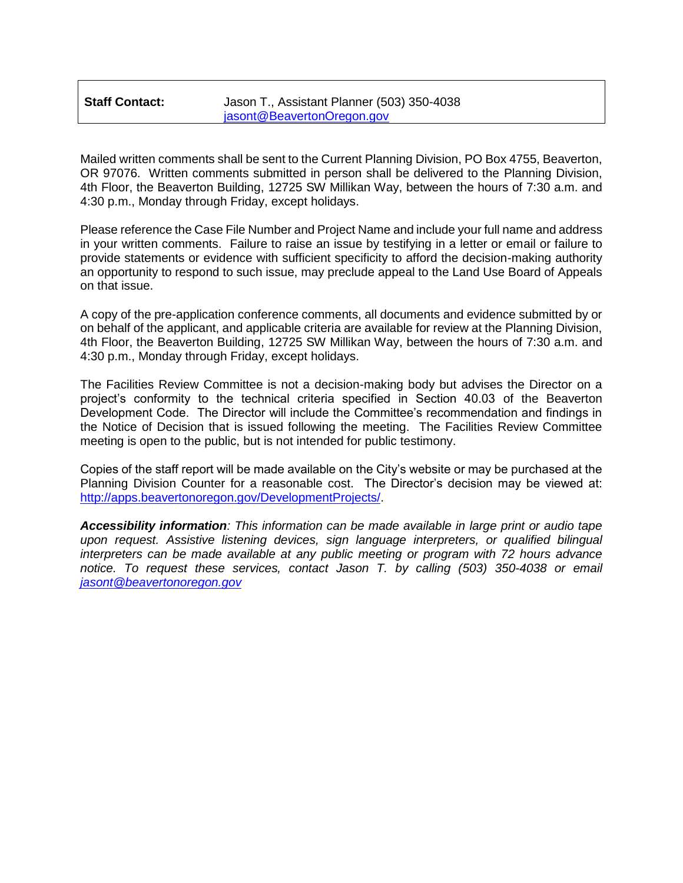| | |
|---|---|
| **Staff Contact:** | Jason T., Assistant Planner (503) 350-4038 [jasont@BeavertonOregon.gov](mailto:jasont@BeavertonOregon.gov) |

Mailed written comments shall be sent to the Current Planning Division, PO Box 4755, Beaverton, OR 97076. Written comments submitted in person shall be delivered to the Planning Division, 4th Floor, the Beaverton Building, 12725 SW Millikan Way, between the hours of 7:30 a.m. and 4:30 p.m., Monday through Friday, except holidays.

Please reference the Case File Number and Project Name and include your full name and address in your written comments. Failure to raise an issue by testifying in a letter or email or failure to provide statements or evidence with sufficient specificity to afford the decision-making authority an opportunity to respond to such issue, may preclude appeal to the Land Use Board of Appeals on that issue.

A copy of the pre-application conference comments, all documents and evidence submitted by or on behalf of the applicant, and applicable criteria are available for review at the Planning Division, 4th Floor, the Beaverton Building, 12725 SW Millikan Way, between the hours of 7:30 a.m. and 4:30 p.m., Monday through Friday, except holidays.

The Facilities Review Committee is not a decision-making body but advises the Director on a project's conformity to the technical criteria specified in Section 40.03 of the Beaverton Development Code. The Director will include the Committee's recommendation and findings in the Notice of Decision that is issued following the meeting. The Facilities Review Committee meeting is open to the public, but is not intended for public testimony.

Copies of the staff report will be made available on the City's website or may be purchased at the Planning Division Counter for a reasonable cost. The Director's decision may be viewed at: [http://apps.beavertonoregon.gov/DevelopmentProjects/](http://apps.beavertonoregon.gov/DevelopmentProjects/).

***Accessibility information****: This information can be made available in large print or audio tape upon request. Assistive listening devices, sign language interpreters, or qualified bilingual interpreters can be made available at any public meeting or program with 72 hours advance notice. To request these services, contact Jason T. by calling (503) 350-4038 or email [jasont@beavertonoregon.gov](mailto:jasont@beavertonoregon.gov)*